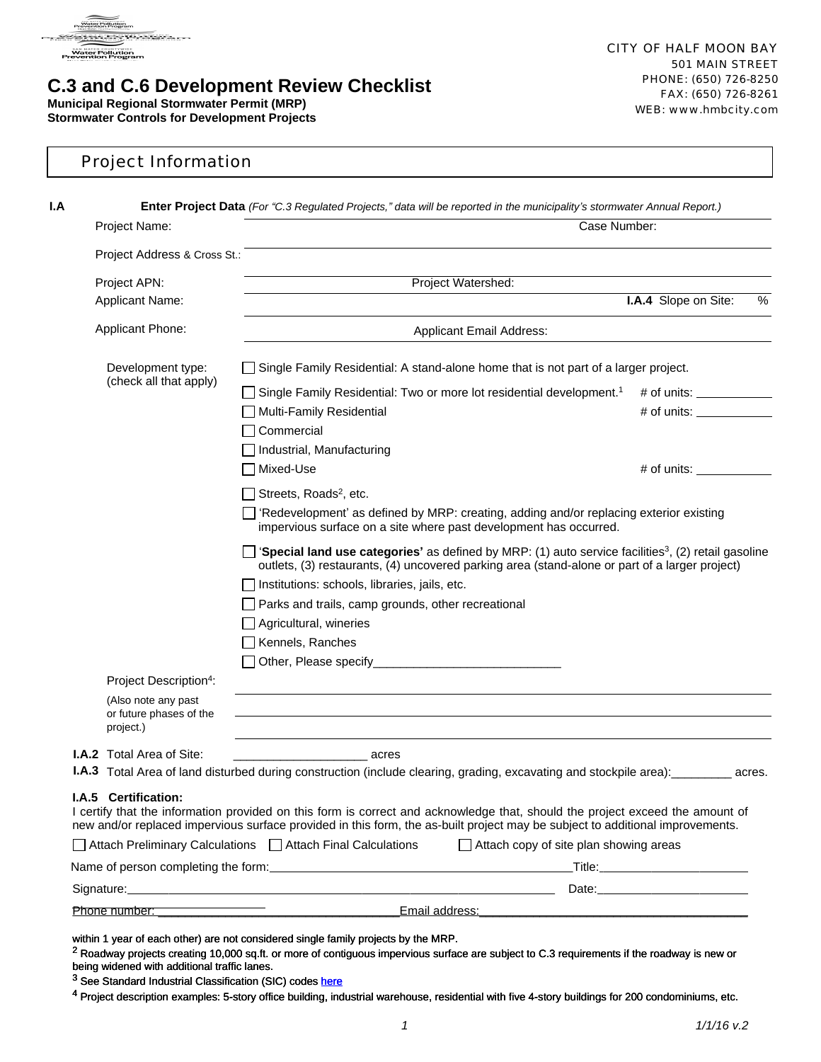# C.3 and C.6 Development Review Checklist

**Municipal Regional Stormwater Permit (MRP)**
**Stormwater Controls for Development Projects**

CITY OF HALF MOON BAY
501 MAIN STREET
PHONE: (650) 726-8250
FAX: (650) 726-8261
WEB: www.hmbcity.com

## Project Information

**I.A** **Enter Project Data** *(For "C.3 Regulated Projects," data will be reported in the municipality's stormwater Annual Report.)*

Project Name: ______________________ Case Number: ______________

Project Address & Cross St.: ______________________

Project APN: ______________ Project Watershed: ______________

Applicant Name: ______________ **I.A.4** Slope on Site: ____ %

Applicant Phone: ______________ Applicant Email Address: ______________

Development type: (check all that apply)

- ☐ Single Family Residential: A stand-alone home that is not part of a larger project.
- ☐ Single Family Residential: Two or more lot residential development.[1] # of units: ___________
- ☐ Multi-Family Residential # of units: ___________
- ☐ Commercial
- ☐ Industrial, Manufacturing
- ☐ Mixed-Use # of units: ___________
- ☐ Streets, Roads[2], etc.
- ☐ 'Redevelopment' as defined by MRP: creating, adding and/or replacing exterior existing impervious surface on a site where past development has occurred.
- ☐ '**Special land use categories'** as defined by MRP: (1) auto service facilities[3], (2) retail gasoline outlets, (3) restaurants, (4) uncovered parking area (stand-alone or part of a larger project)
- ☐ Institutions: schools, libraries, jails, etc.
- ☐ Parks and trails, camp grounds, other recreational
- ☐ Agricultural, wineries
- ☐ Kennels, Ranches
- ☐ Other, Please specify___________________________

Project Description[4]: (Also note any past or future phases of the project.) ______________________

**I.A.2** Total Area of Site: ___________________ acres

**I.A.3** Total Area of land disturbed during construction (include clearing, grading, excavating and stockpile area):_________ acres.

**I.A.5 Certification:**
I certify that the information provided on this form is correct and acknowledge that, should the project exceed the amount of new and/or replaced impervious surface provided in this form, the as-built project may be subject to additional improvements.

☐ Attach Preliminary Calculations ☐ Attach Final Calculations ☐ Attach copy of site plan showing areas

Name of person completing the form:_________________________________Title:______________________

Signature:_____________________________________________________ Date:______________________

Phone number: ___________________________________Email address:_______________________________

within 1 year of each other) are not considered single family projects by the MRP.

[2] Roadway projects creating 10,000 sq.ft. or more of contiguous impervious surface are subject to C.3 requirements if the roadway is new or being widened with additional traffic lanes.

[3] See Standard Industrial Classification (SIC) codes here

[4] Project description examples: 5-story office building, industrial warehouse, residential with five 4-story buildings for 200 condominiums, etc.

1/1/16 v.2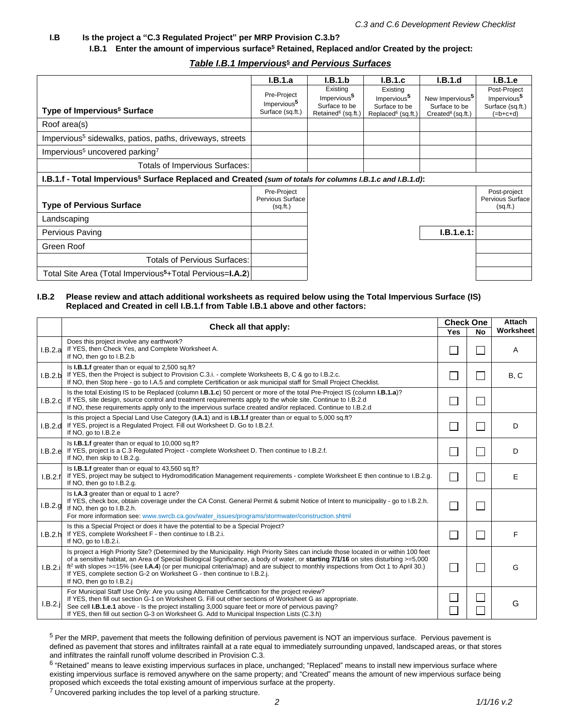### I.B Is the project a "C.3 Regulated Project" per MRP Provision C.3.b?

**I.B.1 Enter the amount of impervious surface[5] Retained, Replaced and/or Created by the project:**

***Table I.B.1 Impervious[5] and Pervious Surfaces***

| Type of Impervious[5] Surface | I.B.1.a Pre-Project Impervious[5] Surface (sq.ft.) | I.B.1.b Existing Impervious[5] Surface to be Retained[6] (sq.ft.) | I.B.1.c Existing Impervious[5] Surface to be Replaced[6] (sq.ft.) | I.B.1.d New Impervious[5] Surface to be Created[6] (sq.ft.) | I.B.1.e Post-Project Impervious[5] Surface (sq.ft.) (=b+c+d) |
|---|---|---|---|---|---|
| Roof area(s) | | | | | |
| Impervious[5] sidewalks, patios, paths, driveways, streets | | | | | |
| Impervious[5] uncovered parking[7] | | | | | |
| Totals of Impervious Surfaces: | | | | | |
| **I.B.1.f - Total Impervious[5] Surface Replaced and Created** *(sum of totals for columns I.B.1.c and I.B.1.d)*: | | | | | |
| **Type of Pervious Surface** | Pre-Project Pervious Surface (sq.ft.) | | | | Post-project Pervious Surface (sq.ft.) |
| Landscaping | | | | | |
| Pervious Paving | | | | **I.B.1.e.1:** | |
| Green Roof | | | | | |
| Totals of Pervious Surfaces: | | | | | |
| Total Site Area (Total Impervious[5]+Total Pervious=**I.A.2**) | | | | | |

**I.B.2 Please review and attach additional worksheets as required below using the Total Impervious Surface (IS) Replaced and Created in cell I.B.1.f from Table I.B.1 above and other factors:**

| | Check all that apply: | Check One Yes | Check One No | Attach Worksheet |
|---|---|---|---|---|
| I.B.2.a | Does this project involve any earthwork? If YES, then Check Yes, and Complete Worksheet A. If NO, then go to I.B.2.b | ☐ | ☐ | A |
| I.B.2.b | Is **I.B.1.f** greater than or equal to 2,500 sq.ft? If YES, then the Project is subject to Provision C.3.i. - complete Worksheets B, C & go to I.B.2.c. If NO, then Stop here - go to I.A.5 and complete Certification or ask municipal staff for Small Project Checklist. | ☐ | ☐ | B, C |
| I.B.2.c | Is the total Existing IS to be Replaced (column **I.B.1.c**) 50 percent or more of the total Pre-Project IS (column **I.B.1.a**)? If YES, site design, source control and treatment requirements apply to the whole site. Continue to I.B.2.d If NO, these requirements apply only to the impervious surface created and/or replaced. Continue to I.B.2.d | ☐ | ☐ | |
| I.B.2.d | Is this project a Special Land Use Category (**I.A.1**) and is **I.B.1.f** greater than or equal to 5,000 sq.ft? If YES, project is a Regulated Project. Fill out Worksheet D. Go to I.B.2.f. If NO, go to I.B.2.e | ☐ | ☐ | D |
| I.B.2.e | Is **I.B.1.f** greater than or equal to 10,000 sq.ft? If YES, project is a C.3 Regulated Project - complete Worksheet D. Then continue to I.B.2.f. If NO, then skip to I.B.2.g. | ☐ | ☐ | D |
| I.B.2.f | Is **I.B.1.f** greater than or equal to 43,560 sq.ft? If YES, project may be subject to Hydromodification Management requirements - complete Worksheet E then continue to I.B.2.g. If NO, then go to I.B.2.g. | ☐ | ☐ | E |
| I.B.2.g | Is **I.A.3** greater than or equal to 1 acre? If YES, check box, obtain coverage under the CA Const. General Permit & submit Notice of Intent to municipality - go to I.B.2.h. If NO, then go to I.B.2.h. For more information see: www.swrcb.ca.gov/water_issues/programs/stormwater/construction.shtml | ☐ | ☐ | |
| I.B.2.h | Is this a Special Project or does it have the potential to be a Special Project? If YES, complete Worksheet F - then continue to I.B.2.i. If NO, go to I.B.2.i. | ☐ | ☐ | F |
| I.B.2.i | Is project a High Priority Site? (Determined by the Municipality. High Priority Sites can include those located in or within 100 feet of a sensitive habitat, an Area of Special Biological Significance, a body of water, or **starting 7/1/16** on sites disturbing >=5,000 ft² with slopes >=15% (see **I.A.4**) (or per municipal criteria/map) and are subject to monthly inspections from Oct 1 to April 30.) If YES, complete section G-2 on Worksheet G - then continue to I.B.2.j. If NO, then go to I.B.2.j | ☐ | ☐ | G |
| I.B.2.j | For Municipal Staff Use Only: Are you using Alternative Certification for the project review? If YES, then fill out section G-1 on Worksheet G. Fill out other sections of Worksheet G as appropriate. See cell **I.B.1.e.1** above - Is the project installing 3,000 square feet or more of pervious paving? If YES, then fill out section G-3 on Worksheet G. Add to Municipal Inspection Lists (C.3.h) | ☐ ☐ | ☐ ☐ | G |

[5] Per the MRP, pavement that meets the following definition of pervious pavement is NOT an impervious surface. Pervious pavement is defined as pavement that stores and infiltrates rainfall at a rate equal to immediately surrounding unpaved, landscaped areas, or that stores and infiltrates the rainfall runoff volume described in Provision C.3.

[6] "Retained" means to leave existing impervious surfaces in place, unchanged; "Replaced" means to install new impervious surface where existing impervious surface is removed anywhere on the same property; and "Created" means the amount of new impervious surface being proposed which exceeds the total existing amount of impervious surface at the property.

[7] Uncovered parking includes the top level of a parking structure.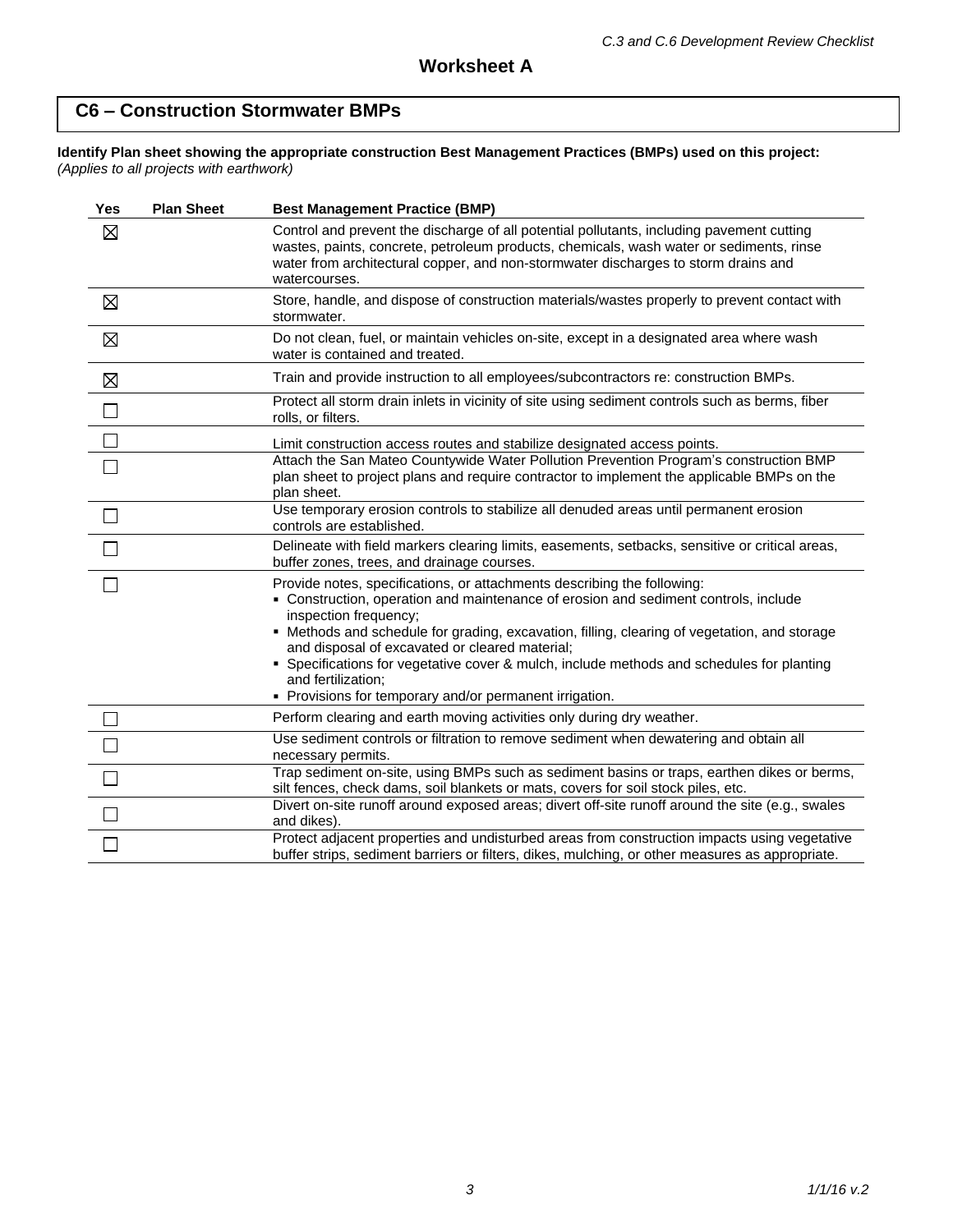## Worksheet A

## C6 – Construction Stormwater BMPs

**Identify Plan sheet showing the appropriate construction Best Management Practices (BMPs) used on this project:**
*(Applies to all projects with earthwork)*

| Yes | Plan Sheet | Best Management Practice (BMP) |
|---|---|---|
| ☒ | | Control and prevent the discharge of all potential pollutants, including pavement cutting wastes, paints, concrete, petroleum products, chemicals, wash water or sediments, rinse water from architectural copper, and non-stormwater discharges to storm drains and watercourses. |
| ☒ | | Store, handle, and dispose of construction materials/wastes properly to prevent contact with stormwater. |
| ☒ | | Do not clean, fuel, or maintain vehicles on-site, except in a designated area where wash water is contained and treated. |
| ☒ | | Train and provide instruction to all employees/subcontractors re: construction BMPs. |
| ☐ | | Protect all storm drain inlets in vicinity of site using sediment controls such as berms, fiber rolls, or filters. |
| ☐ | | Limit construction access routes and stabilize designated access points. |
| ☐ | | Attach the San Mateo Countywide Water Pollution Prevention Program's construction BMP plan sheet to project plans and require contractor to implement the applicable BMPs on the plan sheet. |
| ☐ | | Use temporary erosion controls to stabilize all denuded areas until permanent erosion controls are established. |
| ☐ | | Delineate with field markers clearing limits, easements, setbacks, sensitive or critical areas, buffer zones, trees, and drainage courses. |
| ☐ | | Provide notes, specifications, or attachments describing the following:<br>▪ Construction, operation and maintenance of erosion and sediment controls, include inspection frequency;<br>▪ Methods and schedule for grading, excavation, filling, clearing of vegetation, and storage and disposal of excavated or cleared material;<br>▪ Specifications for vegetative cover & mulch, include methods and schedules for planting and fertilization;<br>▪ Provisions for temporary and/or permanent irrigation. |
| ☐ | | Perform clearing and earth moving activities only during dry weather. |
| ☐ | | Use sediment controls or filtration to remove sediment when dewatering and obtain all necessary permits. |
| ☐ | | Trap sediment on-site, using BMPs such as sediment basins or traps, earthen dikes or berms, silt fences, check dams, soil blankets or mats, covers for soil stock piles, etc. |
| ☐ | | Divert on-site runoff around exposed areas; divert off-site runoff around the site (e.g., swales and dikes). |
| ☐ | | Protect adjacent properties and undisturbed areas from construction impacts using vegetative buffer strips, sediment barriers or filters, dikes, mulching, or other measures as appropriate. |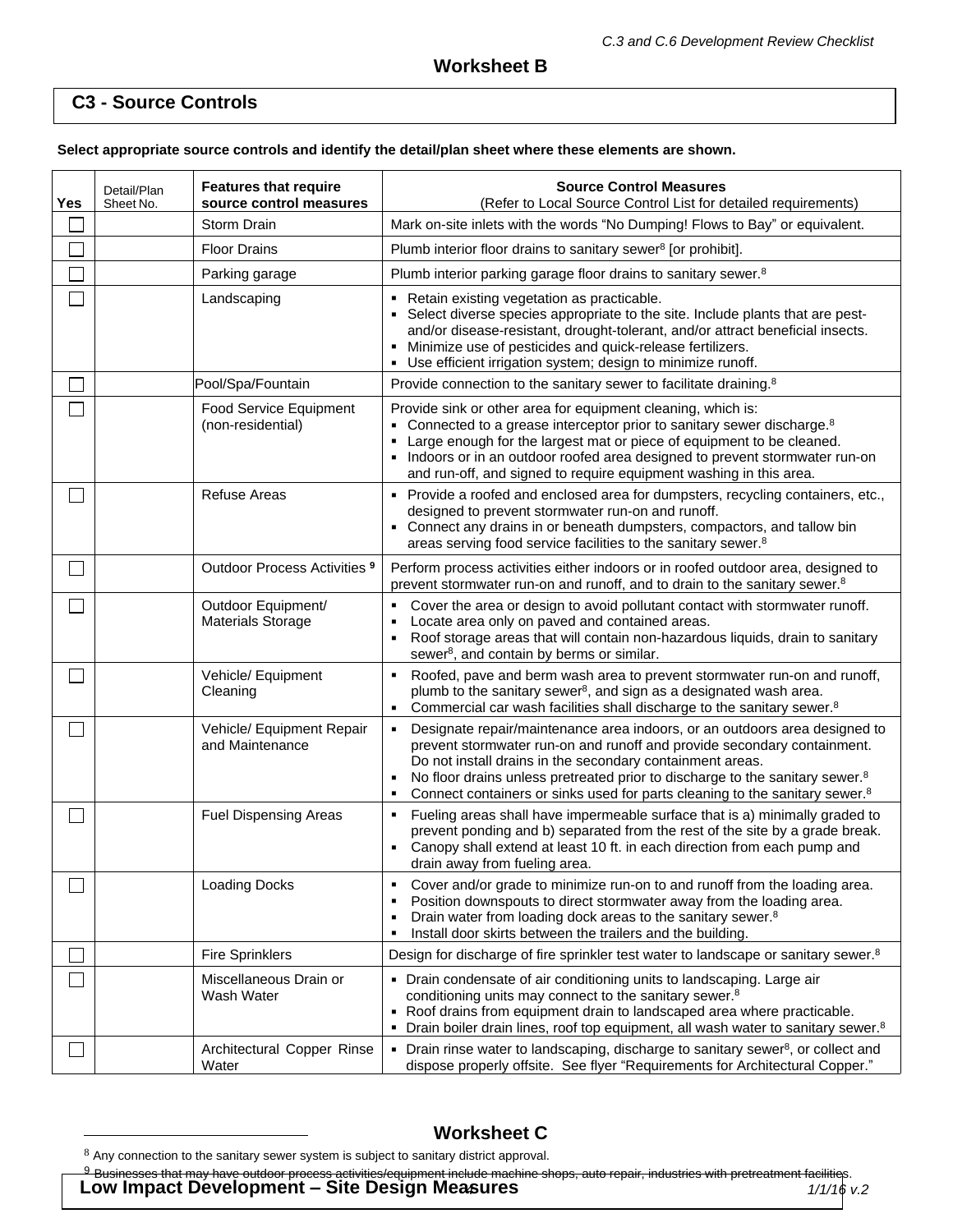# Worksheet B

## C3 - Source Controls

**Select appropriate source controls and identify the detail/plan sheet where these elements are shown.**

| Yes | Detail/Plan Sheet No. | Features that require source control measures | Source Control Measures (Refer to Local Source Control List for detailed requirements) |
|---|---|---|---|
| ☐ | | Storm Drain | Mark on-site inlets with the words "No Dumping! Flows to Bay" or equivalent. |
| ☐ | | Floor Drains | Plumb interior floor drains to sanitary sewer[8] [or prohibit]. |
| ☐ | | Parking garage | Plumb interior parking garage floor drains to sanitary sewer.[8] |
| ☐ | | Landscaping | ▪ Retain existing vegetation as practicable. ▪ Select diverse species appropriate to the site. Include plants that are pest- and/or disease-resistant, drought-tolerant, and/or attract beneficial insects. ▪ Minimize use of pesticides and quick-release fertilizers. ▪ Use efficient irrigation system; design to minimize runoff. |
| ☐ | | Pool/Spa/Fountain | Provide connection to the sanitary sewer to facilitate draining.[8] |
| ☐ | | Food Service Equipment (non-residential) | Provide sink or other area for equipment cleaning, which is: ▪ Connected to a grease interceptor prior to sanitary sewer discharge.[8] ▪ Large enough for the largest mat or piece of equipment to be cleaned. ▪ Indoors or in an outdoor roofed area designed to prevent stormwater run-on and run-off, and signed to require equipment washing in this area. |
| ☐ | | Refuse Areas | ▪ Provide a roofed and enclosed area for dumpsters, recycling containers, etc., designed to prevent stormwater run-on and runoff. ▪ Connect any drains in or beneath dumpsters, compactors, and tallow bin areas serving food service facilities to the sanitary sewer.[8] |
| ☐ | | Outdoor Process Activities [9] | Perform process activities either indoors or in roofed outdoor area, designed to prevent stormwater run-on and runoff, and to drain to the sanitary sewer.[8] |
| ☐ | | Outdoor Equipment/ Materials Storage | ▪ Cover the area or design to avoid pollutant contact with stormwater runoff. ▪ Locate area only on paved and contained areas. ▪ Roof storage areas that will contain non-hazardous liquids, drain to sanitary sewer[8], and contain by berms or similar. |
| ☐ | | Vehicle/ Equipment Cleaning | ▪ Roofed, pave and berm wash area to prevent stormwater run-on and runoff, plumb to the sanitary sewer[8], and sign as a designated wash area. ▪ Commercial car wash facilities shall discharge to the sanitary sewer.[8] |
| ☐ | | Vehicle/ Equipment Repair and Maintenance | ▪ Designate repair/maintenance area indoors, or an outdoors area designed to prevent stormwater run-on and runoff and provide secondary containment. Do not install drains in the secondary containment areas. ▪ No floor drains unless pretreated prior to discharge to the sanitary sewer.[8] ▪ Connect containers or sinks used for parts cleaning to the sanitary sewer.[8] |
| ☐ | | Fuel Dispensing Areas | ▪ Fueling areas shall have impermeable surface that is a) minimally graded to prevent ponding and b) separated from the rest of the site by a grade break. ▪ Canopy shall extend at least 10 ft. in each direction from each pump and drain away from fueling area. |
| ☐ | | Loading Docks | ▪ Cover and/or grade to minimize run-on to and runoff from the loading area. ▪ Position downspouts to direct stormwater away from the loading area. ▪ Drain water from loading dock areas to the sanitary sewer.[8] ▪ Install door skirts between the trailers and the building. |
| ☐ | | Fire Sprinklers | Design for discharge of fire sprinkler test water to landscape or sanitary sewer.[8] |
| ☐ | | Miscellaneous Drain or Wash Water | ▪ Drain condensate of air conditioning units to landscaping. Large air conditioning units may connect to the sanitary sewer.[8] ▪ Roof drains from equipment drain to landscaped area where practicable. ▪ Drain boiler drain lines, roof top equipment, all wash water to sanitary sewer.[8] |
| ☐ | | Architectural Copper Rinse Water | ▪ Drain rinse water to landscaping, discharge to sanitary sewer[8], or collect and dispose properly offsite. See flyer "Requirements for Architectural Copper." |

# Worksheet C

## Low Impact Development – Site Design Measures

[8] Any connection to the sanitary sewer system is subject to sanitary district approval.

[9] Businesses that may have outdoor process activities/equipment include machine shops, auto repair, industries with pretreatment facilities.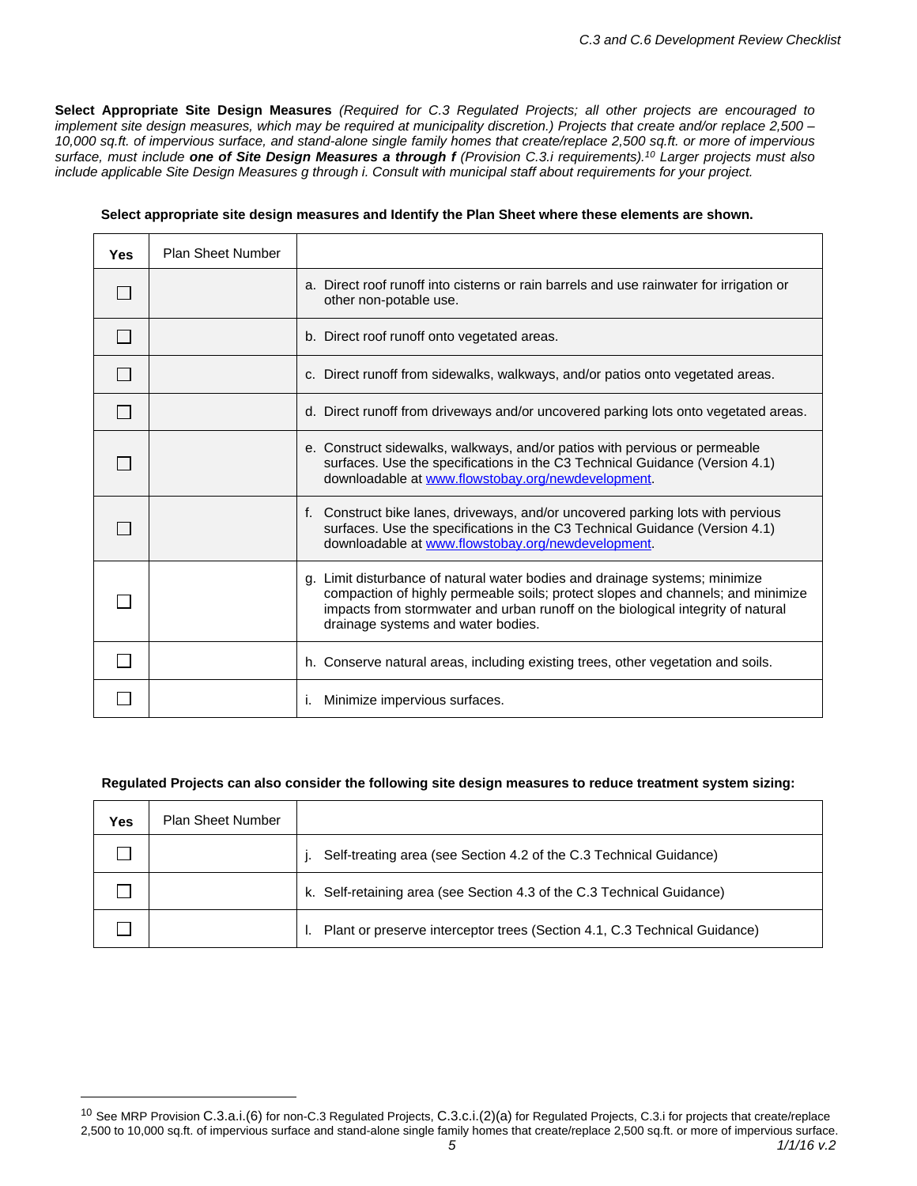**Select Appropriate Site Design Measures** *(Required for C.3 Regulated Projects; all other projects are encouraged to implement site design measures, which may be required at municipality discretion.) Projects that create and/or replace 2,500 – 10,000 sq.ft. of impervious surface, and stand-alone single family homes that create/replace 2,500 sq.ft. or more of impervious surface, must include* ***one of Site Design Measures a through f*** *(Provision C.3.i requirements).*[10] *Larger projects must also include applicable Site Design Measures g through i. Consult with municipal staff about requirements for your project.*

**Select appropriate site design measures and Identify the Plan Sheet where these elements are shown.**

| Yes | Plan Sheet Number | |
|---|---|---|
| ☐ | | a. Direct roof runoff into cisterns or rain barrels and use rainwater for irrigation or other non-potable use. |
| ☐ | | b. Direct roof runoff onto vegetated areas. |
| ☐ | | c. Direct runoff from sidewalks, walkways, and/or patios onto vegetated areas. |
| ☐ | | d. Direct runoff from driveways and/or uncovered parking lots onto vegetated areas. |
| ☐ | | e. Construct sidewalks, walkways, and/or patios with pervious or permeable surfaces. Use the specifications in the C3 Technical Guidance (Version 4.1) downloadable at www.flowstobay.org/newdevelopment. |
| ☐ | | f. Construct bike lanes, driveways, and/or uncovered parking lots with pervious surfaces. Use the specifications in the C3 Technical Guidance (Version 4.1) downloadable at www.flowstobay.org/newdevelopment. |
| ☐ | | g. Limit disturbance of natural water bodies and drainage systems; minimize compaction of highly permeable soils; protect slopes and channels; and minimize impacts from stormwater and urban runoff on the biological integrity of natural drainage systems and water bodies. |
| ☐ | | h. Conserve natural areas, including existing trees, other vegetation and soils. |
| ☐ | | i. Minimize impervious surfaces. |

**Regulated Projects can also consider the following site design measures to reduce treatment system sizing:**

| Yes | Plan Sheet Number | |
|---|---|---|
| ☐ | | j. Self-treating area (see Section 4.2 of the C.3 Technical Guidance) |
| ☐ | | k. Self-retaining area (see Section 4.3 of the C.3 Technical Guidance) |
| ☐ | | l. Plant or preserve interceptor trees (Section 4.1, C.3 Technical Guidance) |

[10] See MRP Provision C.3.a.i.(6) for non-C.3 Regulated Projects, C.3.c.i.(2)(a) for Regulated Projects, C.3.i for projects that create/replace 2,500 to 10,000 sq.ft. of impervious surface and stand-alone single family homes that create/replace 2,500 sq.ft. or more of impervious surface.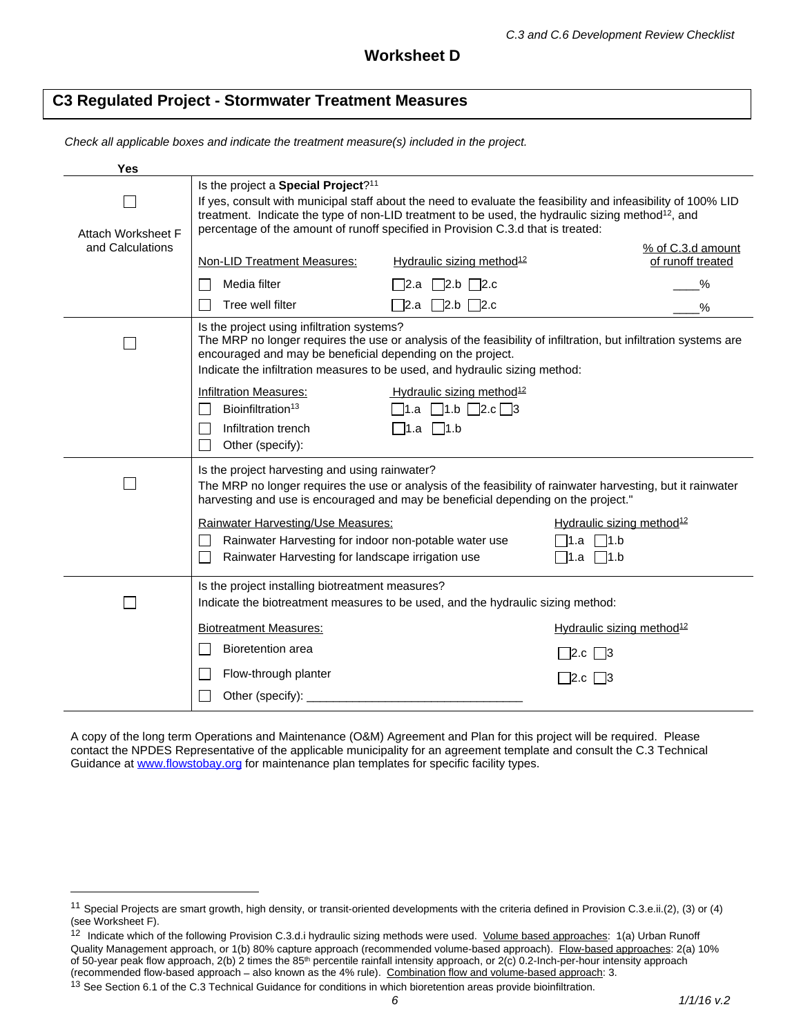# Worksheet D

## C3 Regulated Project - Stormwater Treatment Measures

*Check all applicable boxes and indicate the treatment measure(s) included in the project.*

| Yes | |
|---|---|
| ☐<br><br>Attach Worksheet F and Calculations | Is the project a **Special Project**?[11]<br>If yes, consult with municipal staff about the need to evaluate the feasibility and infeasibility of 100% LID treatment. Indicate the type of non-LID treatment to be used, the hydraulic sizing method[12], and percentage of the amount of runoff specified in Provision C.3.d that is treated:<br><br>Non-LID Treatment Measures: / Hydraulic sizing method[12] / % of C.3.d amount of runoff treated<br>☐ Media filter — ☐2.a ☐2.b ☐2.c — ____%<br>☐ Tree well filter — ☐2.a ☐2.b ☐2.c — ____% |
| ☐ | Is the project using infiltration systems?<br>The MRP no longer requires the use or analysis of the feasibility of infiltration, but infiltration systems are encouraged and may be beneficial depending on the project.<br>Indicate the infiltration measures to be used, and hydraulic sizing method:<br><br>Infiltration Measures: / Hydraulic sizing method[12]<br>☐ Bioinfiltration[13] — ☐1.a ☐1.b ☐2.c ☐3<br>☐ Infiltration trench — ☐1.a ☐1.b<br>☐ Other (specify): |
| ☐ | Is the project harvesting and using rainwater?<br>The MRP no longer requires the use or analysis of the feasibility of rainwater harvesting, but it rainwater harvesting and use is encouraged and may be beneficial depending on the project."<br><br>Rainwater Harvesting/Use Measures: / Hydraulic sizing method[12]<br>☐ Rainwater Harvesting for indoor non-potable water use — ☐1.a ☐1.b<br>☐ Rainwater Harvesting for landscape irrigation use — ☐1.a ☐1.b |
| ☐ | Is the project installing biotreatment measures?<br>Indicate the biotreatment measures to be used, and the hydraulic sizing method:<br><br>Biotreatment Measures: / Hydraulic sizing method[12]<br>☐ Bioretention area — ☐2.c ☐3<br>☐ Flow-through planter — ☐2.c ☐3<br>☐ Other (specify): ________________________________ |

A copy of the long term Operations and Maintenance (O&M) Agreement and Plan for this project will be required. Please contact the NPDES Representative of the applicable municipality for an agreement template and consult the C.3 Technical Guidance at www.flowstobay.org for maintenance plan templates for specific facility types.

---

[11] Special Projects are smart growth, high density, or transit-oriented developments with the criteria defined in Provision C.3.e.ii.(2), (3) or (4) (see Worksheet F).

[12] Indicate which of the following Provision C.3.d.i hydraulic sizing methods were used. Volume based approaches: 1(a) Urban Runoff Quality Management approach, or 1(b) 80% capture approach (recommended volume-based approach). Flow-based approaches: 2(a) 10% of 50-year peak flow approach, 2(b) 2 times the 85th percentile rainfall intensity approach, or 2(c) 0.2-Inch-per-hour intensity approach (recommended flow-based approach – also known as the 4% rule). Combination flow and volume-based approach: 3.

[13] See Section 6.1 of the C.3 Technical Guidance for conditions in which bioretention areas provide bioinfiltration.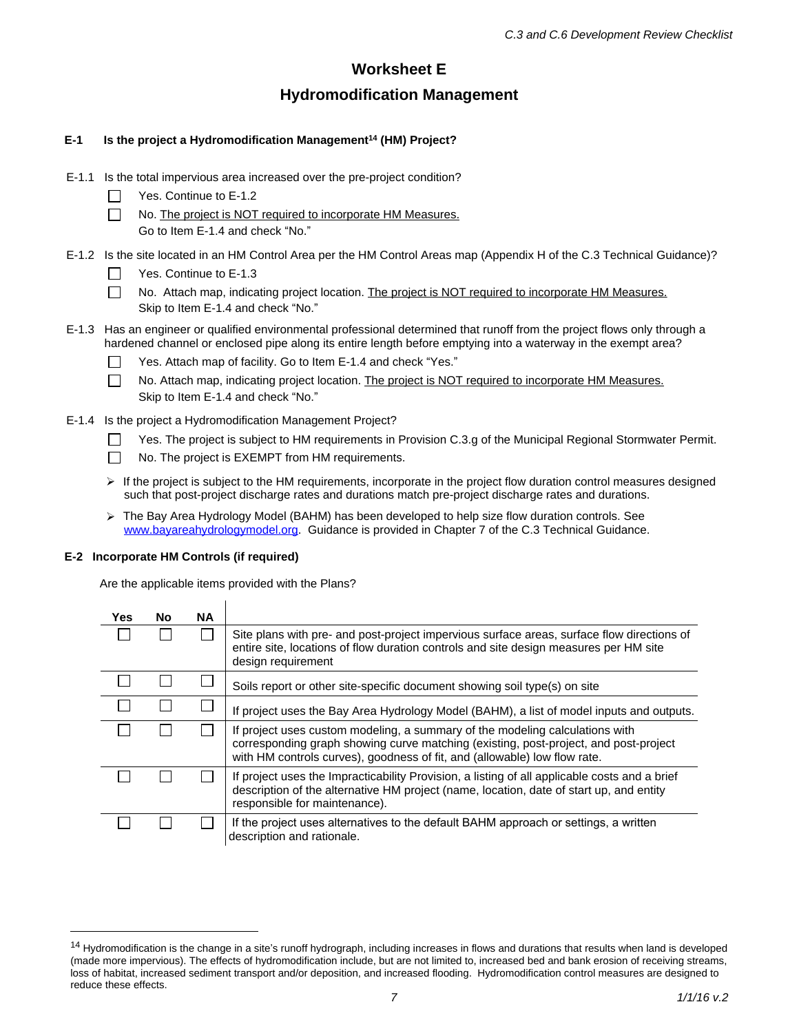# Worksheet E

## Hydromodification Management

**E-1 Is the project a Hydromodification Management[14] (HM) Project?**

E-1.1 Is the total impervious area increased over the pre-project condition?

- ☐ Yes. Continue to E-1.2
- ☐ No. The project is NOT required to incorporate HM Measures. Go to Item E-1.4 and check "No."

E-1.2 Is the site located in an HM Control Area per the HM Control Areas map (Appendix H of the C.3 Technical Guidance)?

- ☐ Yes. Continue to E-1.3
- ☐ No. Attach map, indicating project location. The project is NOT required to incorporate HM Measures. Skip to Item E-1.4 and check "No."

E-1.3 Has an engineer or qualified environmental professional determined that runoff from the project flows only through a hardened channel or enclosed pipe along its entire length before emptying into a waterway in the exempt area?

- ☐ Yes. Attach map of facility. Go to Item E-1.4 and check "Yes."
- ☐ No. Attach map, indicating project location. The project is NOT required to incorporate HM Measures. Skip to Item E-1.4 and check "No."

E-1.4 Is the project a Hydromodification Management Project?

- ☐ Yes. The project is subject to HM requirements in Provision C.3.g of the Municipal Regional Stormwater Permit.
- ☐ No. The project is EXEMPT from HM requirements.

- If the project is subject to the HM requirements, incorporate in the project flow duration control measures designed such that post-project discharge rates and durations match pre-project discharge rates and durations.
- The Bay Area Hydrology Model (BAHM) has been developed to help size flow duration controls. See www.bayareahydrologymodel.org. Guidance is provided in Chapter 7 of the C.3 Technical Guidance.

**E-2 Incorporate HM Controls (if required)**

Are the applicable items provided with the Plans?

| Yes | No | NA | |
|---|---|---|---|
| ☐ | ☐ | ☐ | Site plans with pre- and post-project impervious surface areas, surface flow directions of entire site, locations of flow duration controls and site design measures per HM site design requirement |
| ☐ | ☐ | ☐ | Soils report or other site-specific document showing soil type(s) on site |
| ☐ | ☐ | ☐ | If project uses the Bay Area Hydrology Model (BAHM), a list of model inputs and outputs. |
| ☐ | ☐ | ☐ | If project uses custom modeling, a summary of the modeling calculations with corresponding graph showing curve matching (existing, post-project, and post-project with HM controls curves), goodness of fit, and (allowable) low flow rate. |
| ☐ | ☐ | ☐ | If project uses the Impracticability Provision, a listing of all applicable costs and a brief description of the alternative HM project (name, location, date of start up, and entity responsible for maintenance). |
| ☐ | ☐ | ☐ | If the project uses alternatives to the default BAHM approach or settings, a written description and rationale. |

[14] Hydromodification is the change in a site's runoff hydrograph, including increases in flows and durations that results when land is developed (made more impervious). The effects of hydromodification include, but are not limited to, increased bed and bank erosion of receiving streams, loss of habitat, increased sediment transport and/or deposition, and increased flooding. Hydromodification control measures are designed to reduce these effects.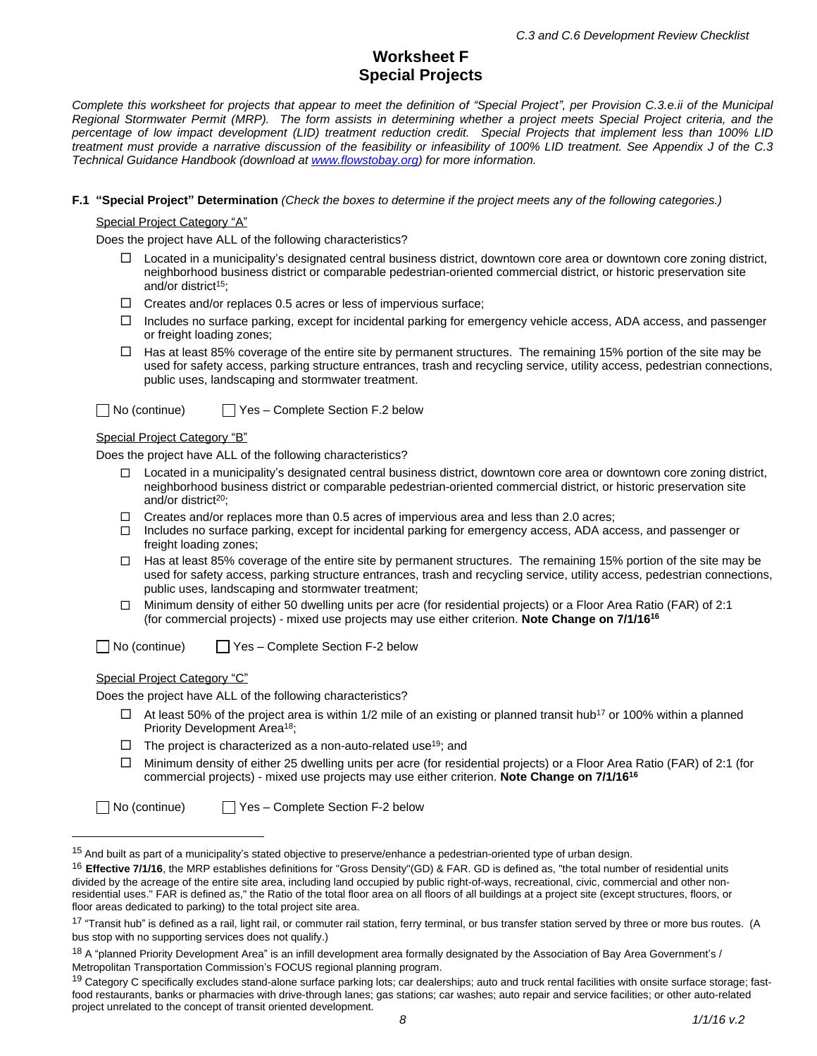# Worksheet F
# Special Projects

*Complete this worksheet for projects that appear to meet the definition of "Special Project", per Provision C.3.e.ii of the Municipal Regional Stormwater Permit (MRP). The form assists in determining whether a project meets Special Project criteria, and the percentage of low impact development (LID) treatment reduction credit. Special Projects that implement less than 100% LID treatment must provide a narrative discussion of the feasibility or infeasibility of 100% LID treatment. See Appendix J of the C.3 Technical Guidance Handbook (download at www.flowstobay.org) for more information.*

**F.1 "Special Project" Determination** *(Check the boxes to determine if the project meets any of the following categories.)*

Special Project Category "A"

Does the project have ALL of the following characteristics?

- ☐ Located in a municipality's designated central business district, downtown core area or downtown core zoning district, neighborhood business district or comparable pedestrian-oriented commercial district, or historic preservation site and/or district[15];
- ☐ Creates and/or replaces 0.5 acres or less of impervious surface;
- ☐ Includes no surface parking, except for incidental parking for emergency vehicle access, ADA access, and passenger or freight loading zones;
- ☐ Has at least 85% coverage of the entire site by permanent structures. The remaining 15% portion of the site may be used for safety access, parking structure entrances, trash and recycling service, utility access, pedestrian connections, public uses, landscaping and stormwater treatment.

☐ No (continue) ☐ Yes – Complete Section F.2 below

Special Project Category "B"

Does the project have ALL of the following characteristics?

- ☐ Located in a municipality's designated central business district, downtown core area or downtown core zoning district, neighborhood business district or comparable pedestrian-oriented commercial district, or historic preservation site and/or district[20];
- ☐ Creates and/or replaces more than 0.5 acres of impervious area and less than 2.0 acres;
- ☐ Includes no surface parking, except for incidental parking for emergency access, ADA access, and passenger or freight loading zones;
- ☐ Has at least 85% coverage of the entire site by permanent structures. The remaining 15% portion of the site may be used for safety access, parking structure entrances, trash and recycling service, utility access, pedestrian connections, public uses, landscaping and stormwater treatment;
- ☐ Minimum density of either 50 dwelling units per acre (for residential projects) or a Floor Area Ratio (FAR) of 2:1 (for commercial projects) - mixed use projects may use either criterion. **Note Change on 7/1/16[16]**

☐ No (continue) ☐ Yes – Complete Section F-2 below

Special Project Category "C"

Does the project have ALL of the following characteristics?

- ☐ At least 50% of the project area is within 1/2 mile of an existing or planned transit hub[17] or 100% within a planned Priority Development Area[18];
- ☐ The project is characterized as a non-auto-related use[19]; and
- ☐ Minimum density of either 25 dwelling units per acre (for residential projects) or a Floor Area Ratio (FAR) of 2:1 (for commercial projects) - mixed use projects may use either criterion. **Note Change on 7/1/16[16]**

☐ No (continue) ☐ Yes – Complete Section F-2 below

---

[15] And built as part of a municipality's stated objective to preserve/enhance a pedestrian-oriented type of urban design.

[16] **Effective 7/1/16**, the MRP establishes definitions for "Gross Density"(GD) & FAR. GD is defined as, "the total number of residential units divided by the acreage of the entire site area, including land occupied by public right-of-ways, recreational, civic, commercial and other non-residential uses." FAR is defined as," the Ratio of the total floor area on all floors of all buildings at a project site (except structures, floors, or floor areas dedicated to parking) to the total project site area.

[17] "Transit hub" is defined as a rail, light rail, or commuter rail station, ferry terminal, or bus transfer station served by three or more bus routes. (A bus stop with no supporting services does not qualify.)

[18] A "planned Priority Development Area" is an infill development area formally designated by the Association of Bay Area Government's / Metropolitan Transportation Commission's FOCUS regional planning program.

[19] Category C specifically excludes stand-alone surface parking lots; car dealerships; auto and truck rental facilities with onsite surface storage; fast-food restaurants, banks or pharmacies with drive-through lanes; gas stations; car washes; auto repair and service facilities; or other auto-related project unrelated to the concept of transit oriented development.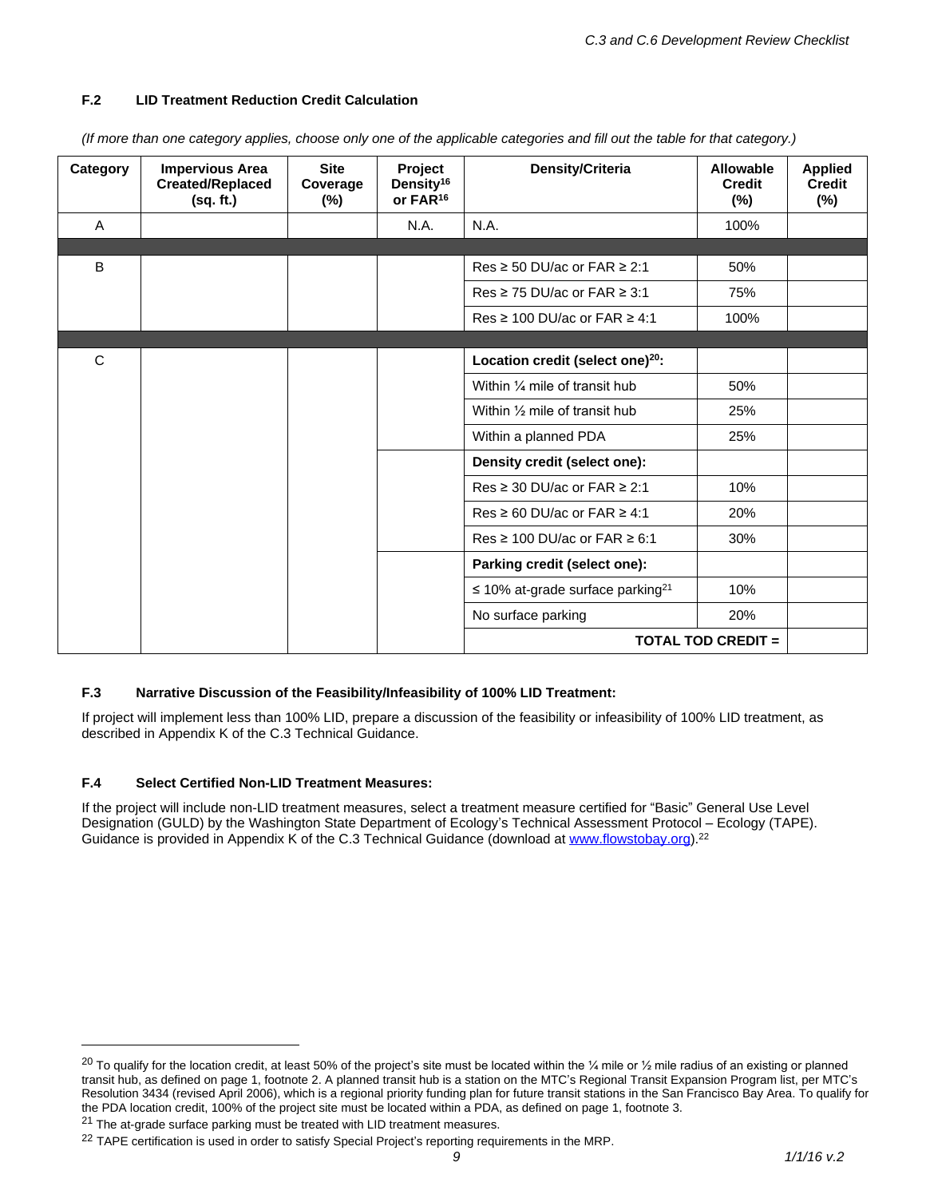### F.2 LID Treatment Reduction Credit Calculation

*(If more than one category applies, choose only one of the applicable categories and fill out the table for that category.)*

| Category | Impervious Area Created/Replaced (sq. ft.) | Site Coverage (%) | Project Density[16] or FAR[16] | Density/Criteria | Allowable Credit (%) | Applied Credit (%) |
|---|---|---|---|---|---|---|
| A | | | N.A. | N.A. | 100% | |
| | | | | | | |
| B | | | | Res ≥ 50 DU/ac or FAR ≥ 2:1 | 50% | |
| | | | | Res ≥ 75 DU/ac or FAR ≥ 3:1 | 75% | |
| | | | | Res ≥ 100 DU/ac or FAR ≥ 4:1 | 100% | |
| | | | | | | |
| C | | | | **Location credit (select one)[20]:** | | |
| | | | | Within ¼ mile of transit hub | 50% | |
| | | | | Within ½ mile of transit hub | 25% | |
| | | | | Within a planned PDA | 25% | |
| | | | | **Density credit (select one):** | | |
| | | | | Res ≥ 30 DU/ac or FAR ≥ 2:1 | 10% | |
| | | | | Res ≥ 60 DU/ac or FAR ≥ 4:1 | 20% | |
| | | | | Res ≥ 100 DU/ac or FAR ≥ 6:1 | 30% | |
| | | | | **Parking credit (select one):** | | |
| | | | | ≤ 10% at-grade surface parking[21] | 10% | |
| | | | | No surface parking | 20% | |
| | | | | **TOTAL TOD CREDIT =** | | |

### F.3 Narrative Discussion of the Feasibility/Infeasibility of 100% LID Treatment:

If project will implement less than 100% LID, prepare a discussion of the feasibility or infeasibility of 100% LID treatment, as described in Appendix K of the C.3 Technical Guidance.

### F.4 Select Certified Non-LID Treatment Measures:

If the project will include non-LID treatment measures, select a treatment measure certified for "Basic" General Use Level Designation (GULD) by the Washington State Department of Ecology's Technical Assessment Protocol – Ecology (TAPE). Guidance is provided in Appendix K of the C.3 Technical Guidance (download at [www.flowstobay.org](http://www.flowstobay.org)).[22]

---

[20] To qualify for the location credit, at least 50% of the project's site must be located within the ¼ mile or ½ mile radius of an existing or planned transit hub, as defined on page 1, footnote 2. A planned transit hub is a station on the MTC's Regional Transit Expansion Program list, per MTC's Resolution 3434 (revised April 2006), which is a regional priority funding plan for future transit stations in the San Francisco Bay Area. To qualify for the PDA location credit, 100% of the project site must be located within a PDA, as defined on page 1, footnote 3.

[21] The at-grade surface parking must be treated with LID treatment measures.

[22] TAPE certification is used in order to satisfy Special Project's reporting requirements in the MRP.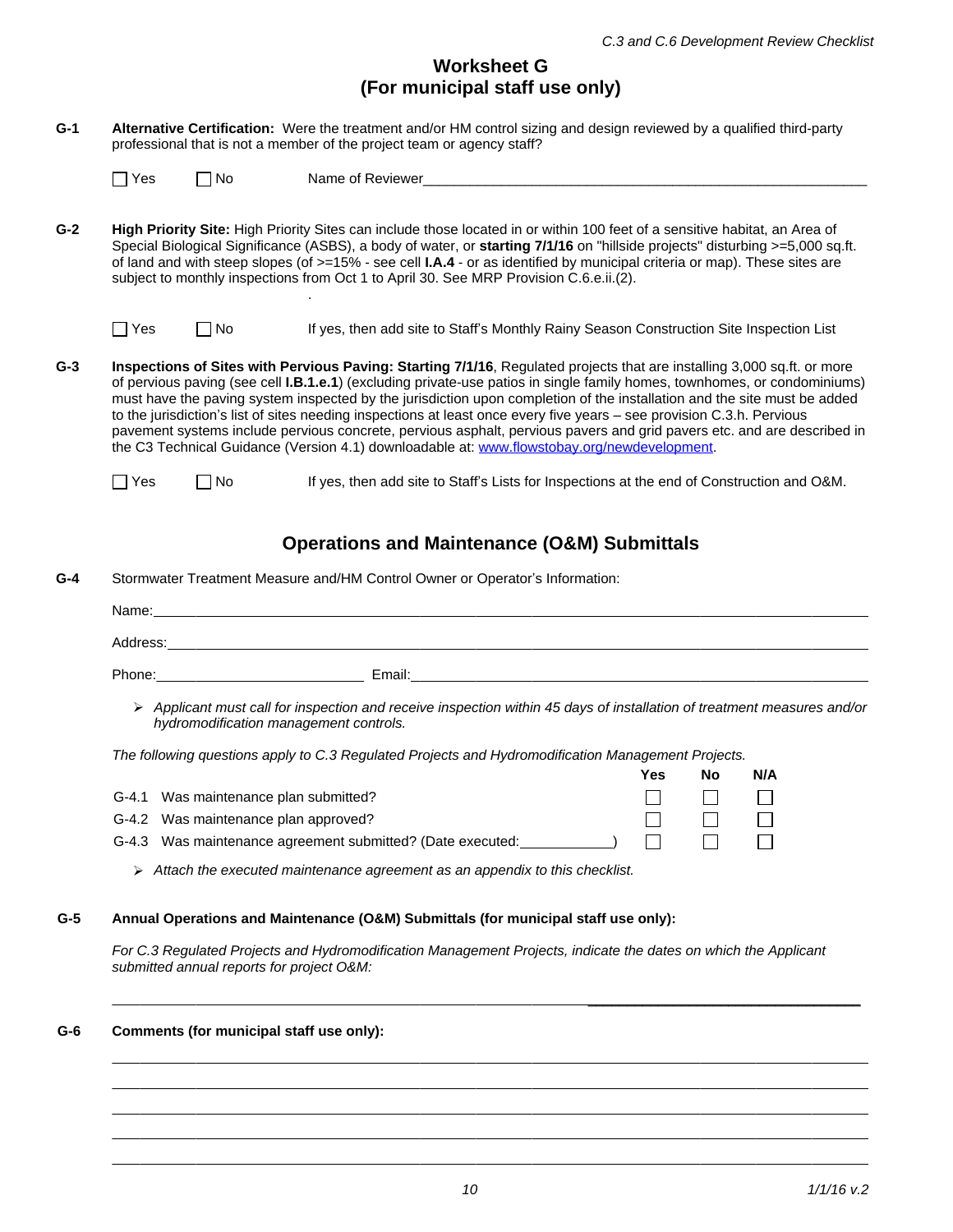# Worksheet G
## (For municipal staff use only)

**G-1** **Alternative Certification:** Were the treatment and/or HM control sizing and design reviewed by a qualified third-party professional that is not a member of the project team or agency staff?

☐ Yes ☐ No Name of Reviewer___________________________________________________________

**G-2** **High Priority Site:** High Priority Sites can include those located in or within 100 feet of a sensitive habitat, an Area of Special Biological Significance (ASBS), a body of water, or **starting 7/1/16** on "hillside projects" disturbing >=5,000 sq.ft. of land and with steep slopes (of >=15% - see cell **I.A.4** - or as identified by municipal criteria or map). These sites are subject to monthly inspections from Oct 1 to April 30. See MRP Provision C.6.e.ii.(2).

☐ Yes ☐ No If yes, then add site to Staff's Monthly Rainy Season Construction Site Inspection List

**G-3** **Inspections of Sites with Pervious Paving: Starting 7/1/16**, Regulated projects that are installing 3,000 sq.ft. or more of pervious paving (see cell **I.B.1.e.1**) (excluding private-use patios in single family homes, townhomes, or condominiums) must have the paving system inspected by the jurisdiction upon completion of the installation and the site must be added to the jurisdiction's list of sites needing inspections at least once every five years – see provision C.3.h. Pervious pavement systems include pervious concrete, pervious asphalt, pervious pavers and grid pavers etc. and are described in the C3 Technical Guidance (Version 4.1) downloadable at: www.flowstobay.org/newdevelopment.

☐ Yes ☐ No If yes, then add site to Staff's Lists for Inspections at the end of Construction and O&M.

## Operations and Maintenance (O&M) Submittals

**G-4** Stormwater Treatment Measure and/HM Control Owner or Operator's Information:

Name:_____________________________________________________________________________

Address:___________________________________________________________________________

Phone:__________________________ Email:_____________________________________________

- *Applicant must call for inspection and receive inspection within 45 days of installation of treatment measures and/or hydromodification management controls.*

*The following questions apply to C.3 Regulated Projects and Hydromodification Management Projects.*

| | | Yes | No | N/A |
|---|---|---|---|---|
| G-4.1 | Was maintenance plan submitted? | ☐ | ☐ | ☐ |
| G-4.2 | Was maintenance plan approved? | ☐ | ☐ | ☐ |
| G-4.3 | Was maintenance agreement submitted? (Date executed:___________) | ☐ | ☐ | ☐ |

- *Attach the executed maintenance agreement as an appendix to this checklist.*

**G-5** **Annual Operations and Maintenance (O&M) Submittals (for municipal staff use only):**

*For C.3 Regulated Projects and Hydromodification Management Projects, indicate the dates on which the Applicant submitted annual reports for project O&M:*

_____________________________________________________________________________________

**G-6** **Comments (for municipal staff use only):**

_____________________________________________________________________________________

_____________________________________________________________________________________

_____________________________________________________________________________________

_____________________________________________________________________________________

_____________________________________________________________________________________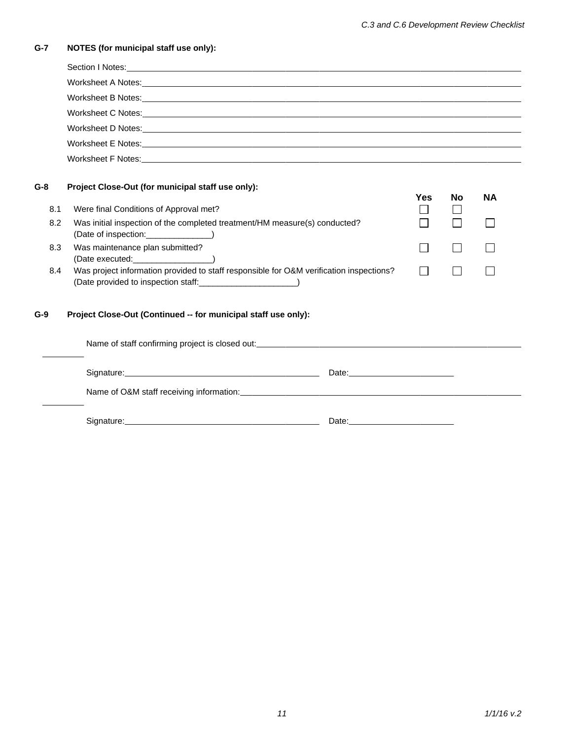**G-7 NOTES (for municipal staff use only):**

Section I Notes:\_\_\_\_\_\_\_\_\_\_\_\_\_\_\_\_\_\_\_\_\_\_\_\_\_\_\_\_\_\_\_\_\_\_\_\_\_\_\_\_\_\_\_\_\_\_\_\_

Worksheet A Notes:\_\_\_\_\_\_\_\_\_\_\_\_\_\_\_\_\_\_\_\_\_\_\_\_\_\_\_\_\_\_\_\_\_\_\_\_\_\_\_\_\_\_\_\_\_\_\_\_

Worksheet B Notes:\_\_\_\_\_\_\_\_\_\_\_\_\_\_\_\_\_\_\_\_\_\_\_\_\_\_\_\_\_\_\_\_\_\_\_\_\_\_\_\_\_\_\_\_\_\_\_\_

Worksheet C Notes:\_\_\_\_\_\_\_\_\_\_\_\_\_\_\_\_\_\_\_\_\_\_\_\_\_\_\_\_\_\_\_\_\_\_\_\_\_\_\_\_\_\_\_\_\_\_\_\_

Worksheet D Notes:\_\_\_\_\_\_\_\_\_\_\_\_\_\_\_\_\_\_\_\_\_\_\_\_\_\_\_\_\_\_\_\_\_\_\_\_\_\_\_\_\_\_\_\_\_\_\_\_

Worksheet E Notes:\_\_\_\_\_\_\_\_\_\_\_\_\_\_\_\_\_\_\_\_\_\_\_\_\_\_\_\_\_\_\_\_\_\_\_\_\_\_\_\_\_\_\_\_\_\_\_\_

Worksheet F Notes:\_\_\_\_\_\_\_\_\_\_\_\_\_\_\_\_\_\_\_\_\_\_\_\_\_\_\_\_\_\_\_\_\_\_\_\_\_\_\_\_\_\_\_\_\_\_\_\_

**G-8 Project Close-Out (for municipal staff use only):**

| | | Yes | No | NA |
|---|---|---|---|---|
| 8.1 | Were final Conditions of Approval met? | ☐ | ☐ | |
| 8.2 | Was initial inspection of the completed treatment/HM measure(s) conducted? (Date of inspection:\_\_\_\_\_\_\_\_\_\_\_\_\_\_) | ☐ | ☐ | ☐ |
| 8.3 | Was maintenance plan submitted? (Date executed:\_\_\_\_\_\_\_\_\_\_\_\_\_\_\_\_\_) | ☐ | ☐ | ☐ |
| 8.4 | Was project information provided to staff responsible for O&M verification inspections? (Date provided to inspection staff:\_\_\_\_\_\_\_\_\_\_\_\_\_\_\_\_\_\_\_\_\_) | ☐ | ☐ | ☐ |

**G-9 Project Close-Out (Continued -- for municipal staff use only):**

Name of staff confirming project is closed out:\_\_\_\_\_\_\_\_\_\_\_\_\_\_\_\_\_\_\_\_\_\_\_\_\_\_\_\_\_\_\_\_\_\_\_\_\_\_\_\_\_\_

Signature:\_\_\_\_\_\_\_\_\_\_\_\_\_\_\_\_\_\_\_\_\_\_\_\_\_\_\_\_\_\_\_\_\_\_\_\_\_\_\_\_\_\_ Date:\_\_\_\_\_\_\_\_\_\_\_\_\_\_\_\_\_\_\_\_\_\_\_

Name of O&M staff receiving information:\_\_\_\_\_\_\_\_\_\_\_\_\_\_\_\_\_\_\_\_\_\_\_\_\_\_\_\_\_\_\_\_\_\_\_\_\_\_\_\_\_\_\_\_\_\_

Signature:\_\_\_\_\_\_\_\_\_\_\_\_\_\_\_\_\_\_\_\_\_\_\_\_\_\_\_\_\_\_\_\_\_\_\_\_\_\_\_\_\_\_ Date:\_\_\_\_\_\_\_\_\_\_\_\_\_\_\_\_\_\_\_\_\_\_\_